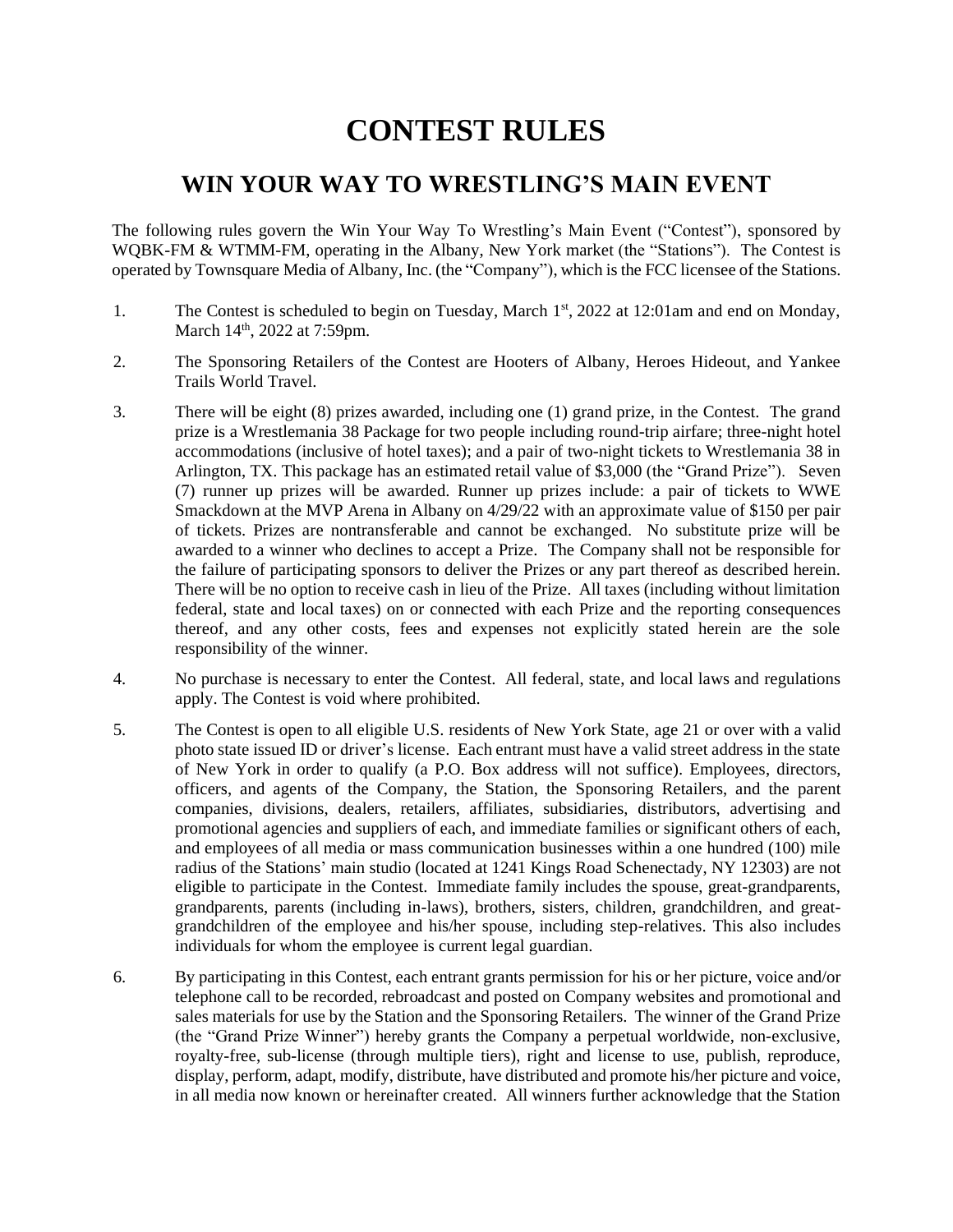# CONTEST RULES

## WIN YOUR WAY TO WRESTLING'S MAIN EVENT

The following rules govern the Win Your Way To Wrestling's Main Event ("Contest"), sponsored by WQBK-FM & WTMM-FM, operating in the Albany, New York market (the "Stations"). The Contest is operated by Townsquare Media of Albany, Inc. (the "Company"), which is the FCC licensee of the Stations.

1. The Contest is scheduled to begin on Tuesday, March 1st, 2022 at 12:01am and end on Monday, March 14th, 2022 at 7:59pm.

2. The Sponsoring Retailers of the Contest are Hooters of Albany, Heroes Hideout, and Yankee Trails World Travel.

3. There will be eight (8) prizes awarded, including one (1) grand prize, in the Contest. The grand prize is a Wrestlemania 38 Package for two people including round-trip airfare; three-night hotel accommodations (inclusive of hotel taxes); and a pair of two-night tickets to Wrestlemania 38 in Arlington, TX. This package has an estimated retail value of $3,000 (the "Grand Prize"). Seven (7) runner up prizes will be awarded. Runner up prizes include: a pair of tickets to WWE Smackdown at the MVP Arena in Albany on 4/29/22 with an approximate value of $150 per pair of tickets. Prizes are nontransferable and cannot be exchanged. No substitute prize will be awarded to a winner who declines to accept a Prize. The Company shall not be responsible for the failure of participating sponsors to deliver the Prizes or any part thereof as described herein. There will be no option to receive cash in lieu of the Prize. All taxes (including without limitation federal, state and local taxes) on or connected with each Prize and the reporting consequences thereof, and any other costs, fees and expenses not explicitly stated herein are the sole responsibility of the winner.

4. No purchase is necessary to enter the Contest. All federal, state, and local laws and regulations apply. The Contest is void where prohibited.

5. The Contest is open to all eligible U.S. residents of New York State, age 21 or over with a valid photo state issued ID or driver's license. Each entrant must have a valid street address in the state of New York in order to qualify (a P.O. Box address will not suffice). Employees, directors, officers, and agents of the Company, the Station, the Sponsoring Retailers, and the parent companies, divisions, dealers, retailers, affiliates, subsidiaries, distributors, advertising and promotional agencies and suppliers of each, and immediate families or significant others of each, and employees of all media or mass communication businesses within a one hundred (100) mile radius of the Stations' main studio (located at 1241 Kings Road Schenectady, NY 12303) are not eligible to participate in the Contest. Immediate family includes the spouse, great-grandparents, grandparents, parents (including in-laws), brothers, sisters, children, grandchildren, and great-grandchildren of the employee and his/her spouse, including step-relatives. This also includes individuals for whom the employee is current legal guardian.

6. By participating in this Contest, each entrant grants permission for his or her picture, voice and/or telephone call to be recorded, rebroadcast and posted on Company websites and promotional and sales materials for use by the Station and the Sponsoring Retailers. The winner of the Grand Prize (the "Grand Prize Winner") hereby grants the Company a perpetual worldwide, non-exclusive, royalty-free, sub-license (through multiple tiers), right and license to use, publish, reproduce, display, perform, adapt, modify, distribute, have distributed and promote his/her picture and voice, in all media now known or hereinafter created. All winners further acknowledge that the Station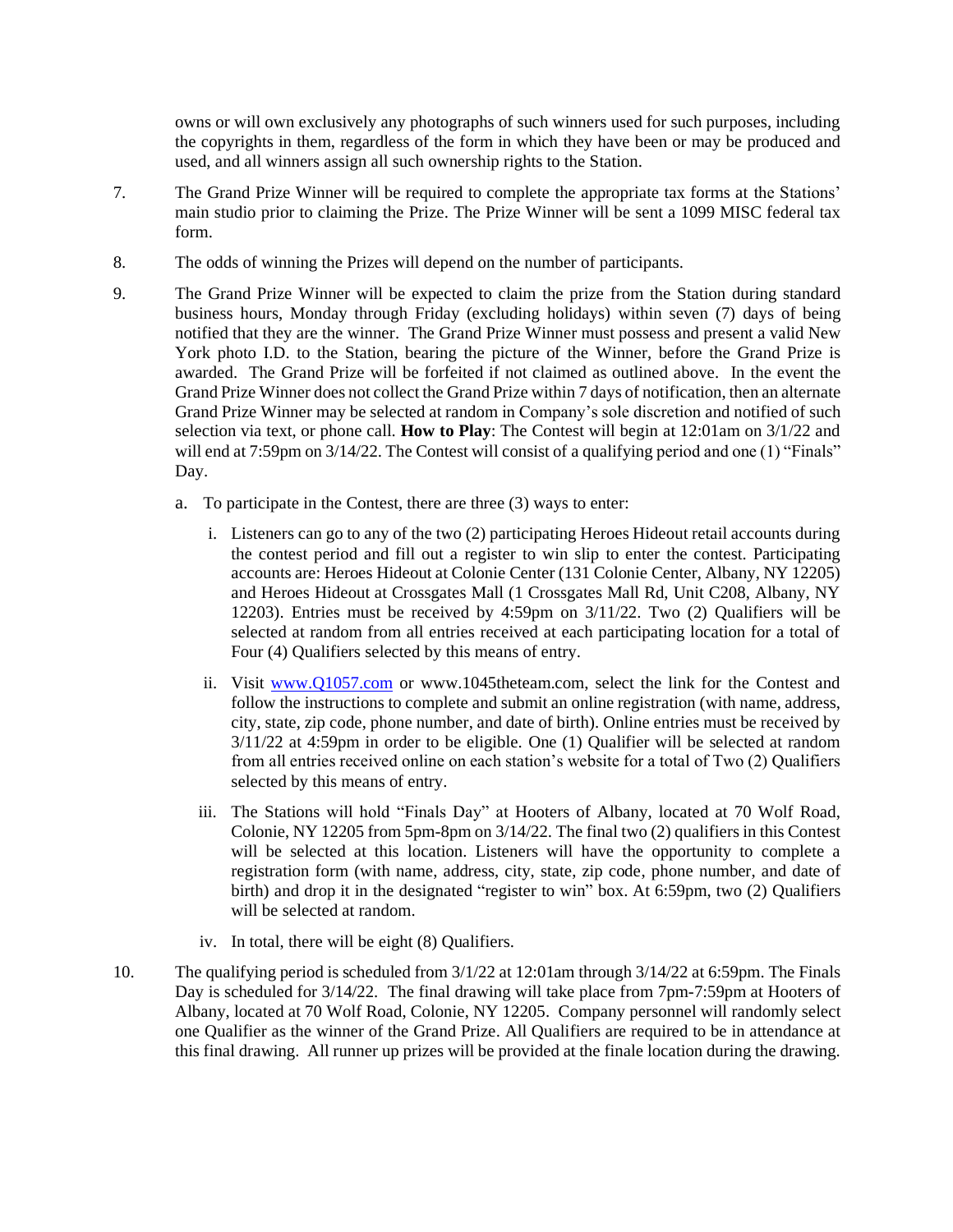owns or will own exclusively any photographs of such winners used for such purposes, including the copyrights in them, regardless of the form in which they have been or may be produced and used, and all winners assign all such ownership rights to the Station.

7. The Grand Prize Winner will be required to complete the appropriate tax forms at the Stations' main studio prior to claiming the Prize. The Prize Winner will be sent a 1099 MISC federal tax form.

8. The odds of winning the Prizes will depend on the number of participants.

9. The Grand Prize Winner will be expected to claim the prize from the Station during standard business hours, Monday through Friday (excluding holidays) within seven (7) days of being notified that they are the winner. The Grand Prize Winner must possess and present a valid New York photo I.D. to the Station, bearing the picture of the Winner, before the Grand Prize is awarded. The Grand Prize will be forfeited if not claimed as outlined above. In the event the Grand Prize Winner does not collect the Grand Prize within 7 days of notification, then an alternate Grand Prize Winner may be selected at random in Company's sole discretion and notified of such selection via text, or phone call. **How to Play**: The Contest will begin at 12:01am on 3/1/22 and will end at 7:59pm on 3/14/22. The Contest will consist of a qualifying period and one (1) "Finals" Day.

   a. To participate in the Contest, there are three (3) ways to enter:

      i. Listeners can go to any of the two (2) participating Heroes Hideout retail accounts during the contest period and fill out a register to win slip to enter the contest. Participating accounts are: Heroes Hideout at Colonie Center (131 Colonie Center, Albany, NY 12205) and Heroes Hideout at Crossgates Mall (1 Crossgates Mall Rd, Unit C208, Albany, NY 12203). Entries must be received by 4:59pm on 3/11/22. Two (2) Qualifiers will be selected at random from all entries received at each participating location for a total of Four (4) Qualifiers selected by this means of entry.

      ii. Visit www.Q1057.com or www.1045theteam.com, select the link for the Contest and follow the instructions to complete and submit an online registration (with name, address, city, state, zip code, phone number, and date of birth). Online entries must be received by 3/11/22 at 4:59pm in order to be eligible. One (1) Qualifier will be selected at random from all entries received online on each station's website for a total of Two (2) Qualifiers selected by this means of entry.

      iii. The Stations will hold "Finals Day" at Hooters of Albany, located at 70 Wolf Road, Colonie, NY 12205 from 5pm-8pm on 3/14/22. The final two (2) qualifiers in this Contest will be selected at this location. Listeners will have the opportunity to complete a registration form (with name, address, city, state, zip code, phone number, and date of birth) and drop it in the designated "register to win" box. At 6:59pm, two (2) Qualifiers will be selected at random.

      iv. In total, there will be eight (8) Qualifiers.

10. The qualifying period is scheduled from 3/1/22 at 12:01am through 3/14/22 at 6:59pm. The Finals Day is scheduled for 3/14/22. The final drawing will take place from 7pm-7:59pm at Hooters of Albany, located at 70 Wolf Road, Colonie, NY 12205. Company personnel will randomly select one Qualifier as the winner of the Grand Prize. All Qualifiers are required to be in attendance at this final drawing. All runner up prizes will be provided at the finale location during the drawing.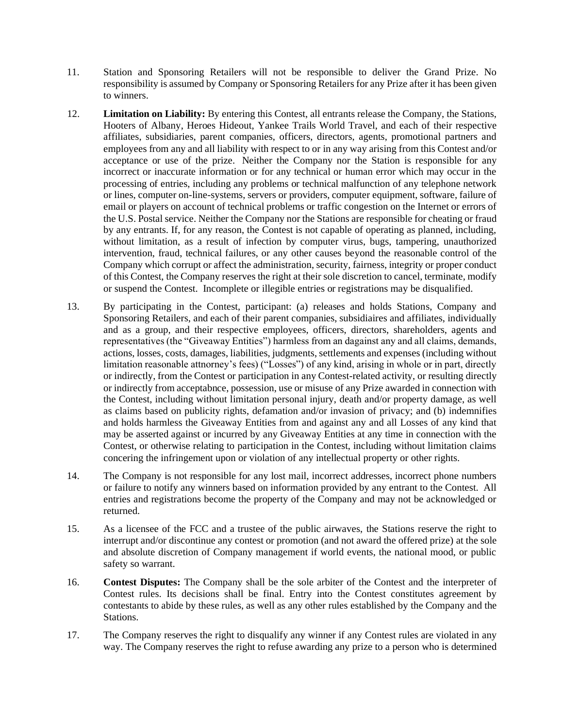11. Station and Sponsoring Retailers will not be responsible to deliver the Grand Prize. No responsibility is assumed by Company or Sponsoring Retailers for any Prize after it has been given to winners.

12. **Limitation on Liability:** By entering this Contest, all entrants release the Company, the Stations, Hooters of Albany, Heroes Hideout, Yankee Trails World Travel, and each of their respective affiliates, subsidiaries, parent companies, officers, directors, agents, promotional partners and employees from any and all liability with respect to or in any way arising from this Contest and/or acceptance or use of the prize. Neither the Company nor the Station is responsible for any incorrect or inaccurate information or for any technical or human error which may occur in the processing of entries, including any problems or technical malfunction of any telephone network or lines, computer on-line-systems, servers or providers, computer equipment, software, failure of email or players on account of technical problems or traffic congestion on the Internet or errors of the U.S. Postal service. Neither the Company nor the Stations are responsible for cheating or fraud by any entrants. If, for any reason, the Contest is not capable of operating as planned, including, without limitation, as a result of infection by computer virus, bugs, tampering, unauthorized intervention, fraud, technical failures, or any other causes beyond the reasonable control of the Company which corrupt or affect the administration, security, fairness, integrity or proper conduct of this Contest, the Company reserves the right at their sole discretion to cancel, terminate, modify or suspend the Contest. Incomplete or illegible entries or registrations may be disqualified.

13. By participating in the Contest, participant: (a) releases and holds Stations, Company and Sponsoring Retailers, and each of their parent companies, subsidiaires and affiliates, individually and as a group, and their respective employees, officers, directors, shareholders, agents and representatives (the "Giveaway Entities") harmless from an dagainst any and all claims, demands, actions, losses, costs, damages, liabilities, judgments, settlements and expenses (including without limitation reasonable attnorney's fees) ("Losses") of any kind, arising in whole or in part, directly or indirectly, from the Contest or participation in any Contest-related activity, or resulting directly or indirectly from acceptabnce, possession, use or misuse of any Prize awarded in connection with the Contest, including without limitation personal injury, death and/or property damage, as well as claims based on publicity rights, defamation and/or invasion of privacy; and (b) indemnifies and holds harmless the Giveaway Entities from and against any and all Losses of any kind that may be asserted against or incurred by any Giveaway Entities at any time in connection with the Contest, or otherwise relating to participation in the Contest, including without limitation claims concering the infringement upon or violation of any intellectual property or other rights.

14. The Company is not responsible for any lost mail, incorrect addresses, incorrect phone numbers or failure to notify any winners based on information provided by any entrant to the Contest. All entries and registrations become the property of the Company and may not be acknowledged or returned.

15. As a licensee of the FCC and a trustee of the public airwaves, the Stations reserve the right to interrupt and/or discontinue any contest or promotion (and not award the offered prize) at the sole and absolute discretion of Company management if world events, the national mood, or public safety so warrant.

16. **Contest Disputes:** The Company shall be the sole arbiter of the Contest and the interpreter of Contest rules. Its decisions shall be final. Entry into the Contest constitutes agreement by contestants to abide by these rules, as well as any other rules established by the Company and the Stations.

17. The Company reserves the right to disqualify any winner if any Contest rules are violated in any way. The Company reserves the right to refuse awarding any prize to a person who is determined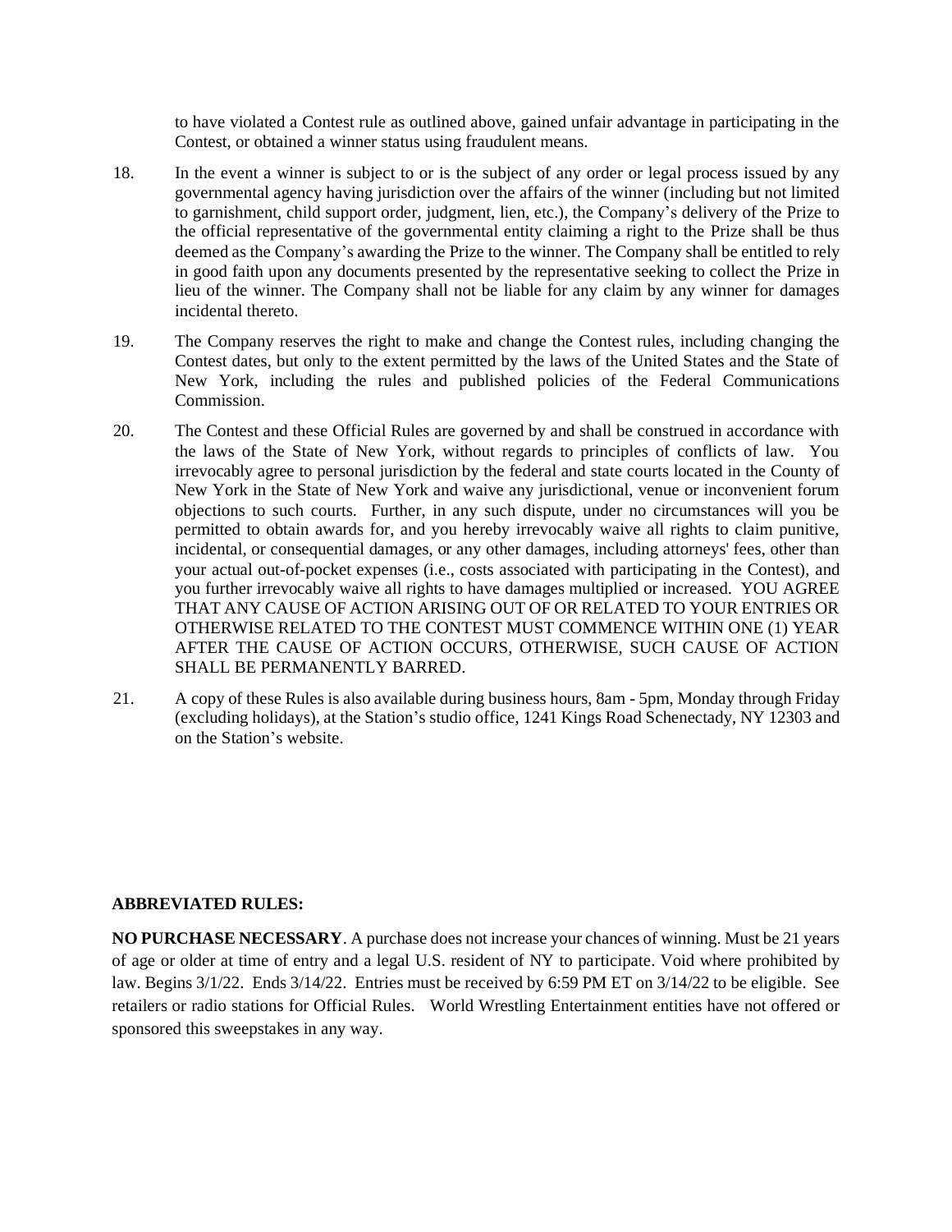to have violated a Contest rule as outlined above, gained unfair advantage in participating in the Contest, or obtained a winner status using fraudulent means.

18. In the event a winner is subject to or is the subject of any order or legal process issued by any governmental agency having jurisdiction over the affairs of the winner (including but not limited to garnishment, child support order, judgment, lien, etc.), the Company's delivery of the Prize to the official representative of the governmental entity claiming a right to the Prize shall be thus deemed as the Company's awarding the Prize to the winner. The Company shall be entitled to rely in good faith upon any documents presented by the representative seeking to collect the Prize in lieu of the winner. The Company shall not be liable for any claim by any winner for damages incidental thereto.

19. The Company reserves the right to make and change the Contest rules, including changing the Contest dates, but only to the extent permitted by the laws of the United States and the State of New York, including the rules and published policies of the Federal Communications Commission.

20. The Contest and these Official Rules are governed by and shall be construed in accordance with the laws of the State of New York, without regards to principles of conflicts of law. You irrevocably agree to personal jurisdiction by the federal and state courts located in the County of New York in the State of New York and waive any jurisdictional, venue or inconvenient forum objections to such courts. Further, in any such dispute, under no circumstances will you be permitted to obtain awards for, and you hereby irrevocably waive all rights to claim punitive, incidental, or consequential damages, or any other damages, including attorneys' fees, other than your actual out-of-pocket expenses (i.e., costs associated with participating in the Contest), and you further irrevocably waive all rights to have damages multiplied or increased. YOU AGREE THAT ANY CAUSE OF ACTION ARISING OUT OF OR RELATED TO YOUR ENTRIES OR OTHERWISE RELATED TO THE CONTEST MUST COMMENCE WITHIN ONE (1) YEAR AFTER THE CAUSE OF ACTION OCCURS, OTHERWISE, SUCH CAUSE OF ACTION SHALL BE PERMANENTLY BARRED.

21. A copy of these Rules is also available during business hours, 8am - 5pm, Monday through Friday (excluding holidays), at the Station's studio office, 1241 Kings Road Schenectady, NY 12303 and on the Station's website.

**ABBREVIATED RULES:**

**NO PURCHASE NECESSARY**. A purchase does not increase your chances of winning. Must be 21 years of age or older at time of entry and a legal U.S. resident of NY to participate. Void where prohibited by law. Begins 3/1/22. Ends 3/14/22. Entries must be received by 6:59 PM ET on 3/14/22 to be eligible. See retailers or radio stations for Official Rules. World Wrestling Entertainment entities have not offered or sponsored this sweepstakes in any way.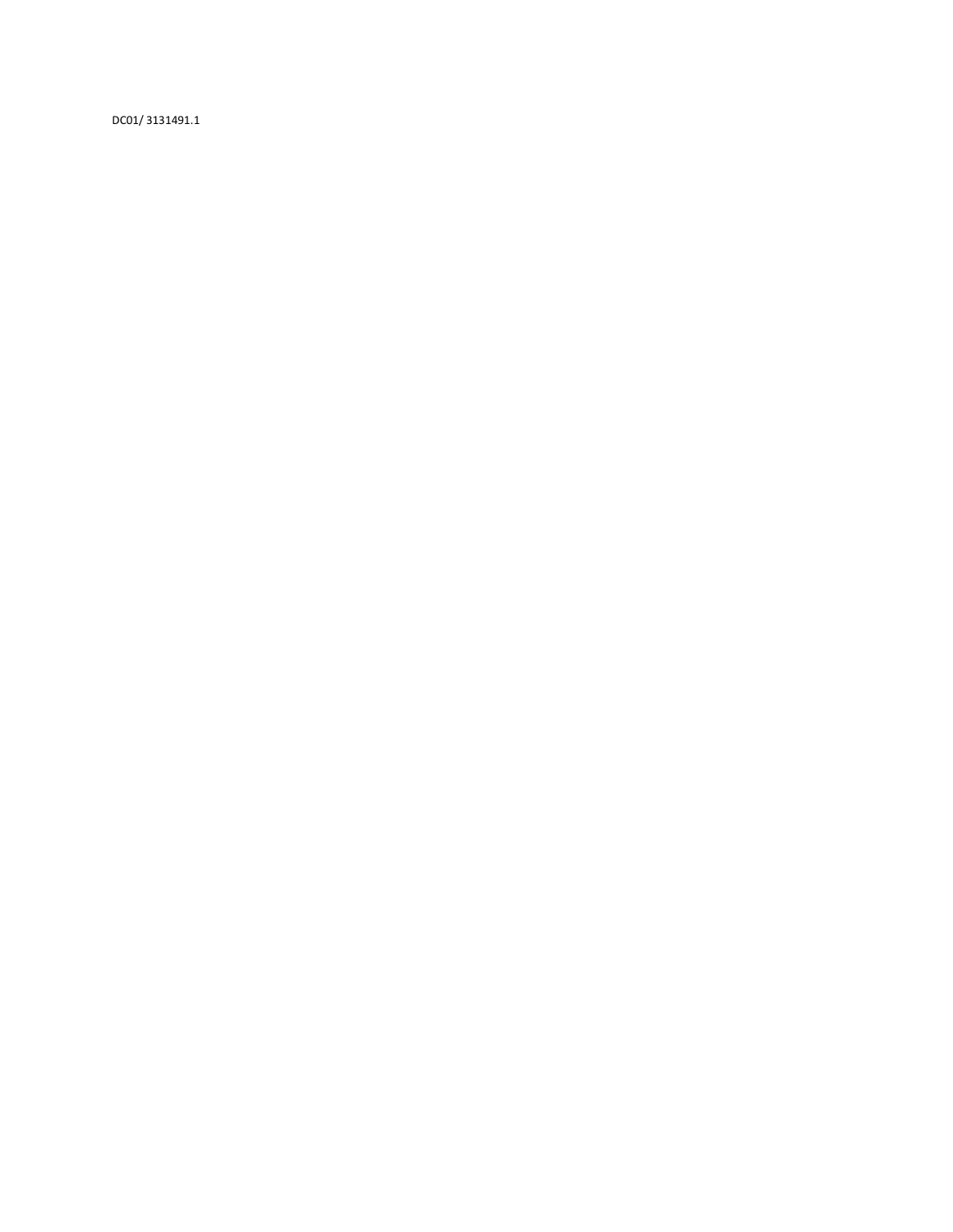DC01/ 3131491.1